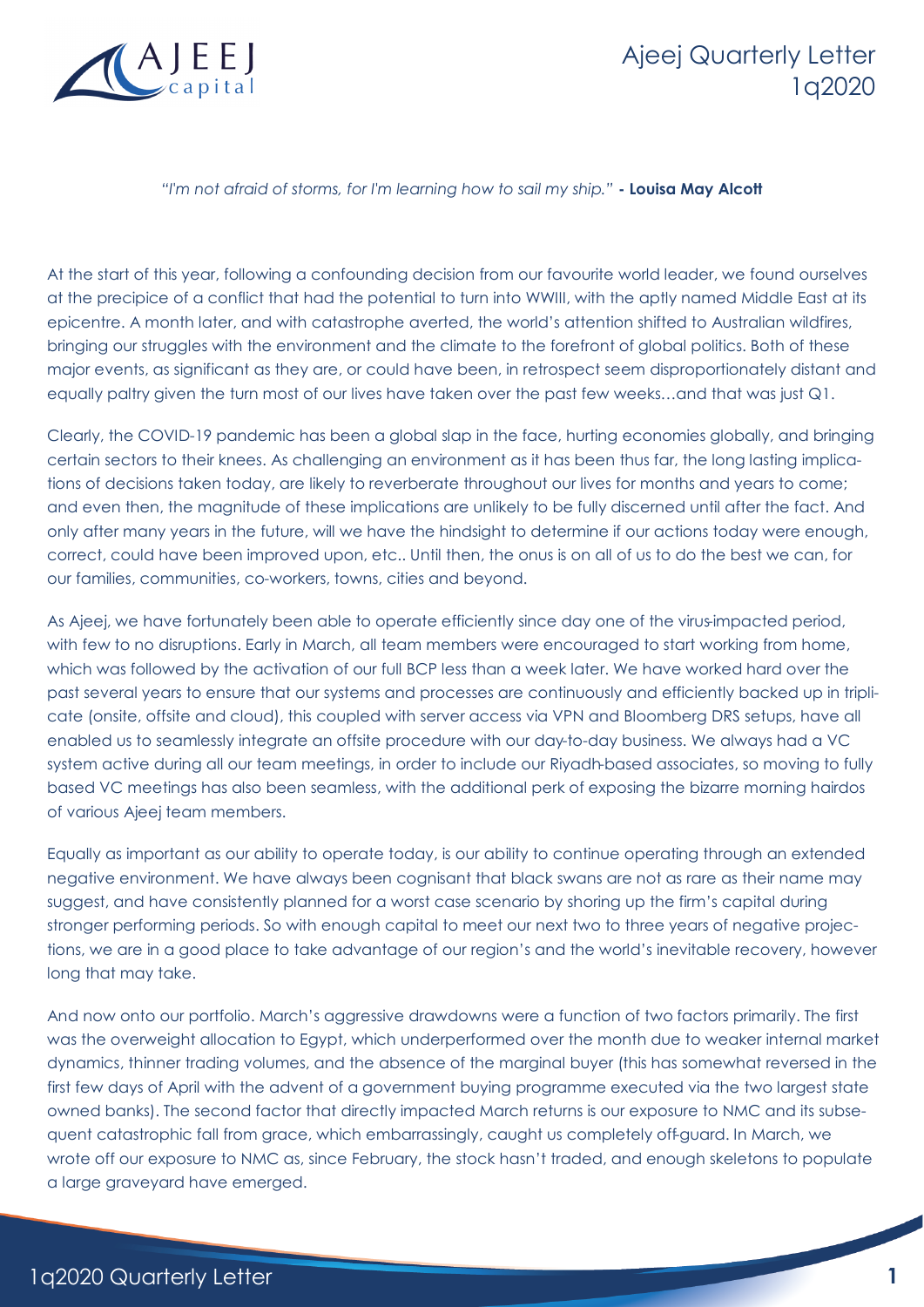# Ajeej Quarterly Letter 1q2020

*"I'm not afraid of storms, for I'm learning how to sail my ship."* **- Louisa May Alcott**

At the start of this year, following a confounding decision from our favourite world leader, we found ourselves at the precipice of a conflict that had the potential to turn into WWIII, with the aptly named Middle East at its epicentre. A month later, and with catastrophe averted, the world's attention shifted to Australian wildfires, bringing our struggles with the environment and the climate to the forefront of global politics. Both of these major events, as significant as they are, or could have been, in retrospect seem disproportionately distant and equally paltry given the turn most of our lives have taken over the past few weeks…and that was just Q1.

Clearly, the COVID-19 pandemic has been a global slap in the face, hurting economies globally, and bringing certain sectors to their knees. As challenging an environment as it has been thus far, the long lasting implications of decisions taken today, are likely to reverberate throughout our lives for months and years to come; and even then, the magnitude of these implications are unlikely to be fully discerned until after the fact. And only after many years in the future, will we have the hindsight to determine if our actions today were enough, correct, could have been improved upon, etc.. Until then, the onus is on all of us to do the best we can, for our families, communities, co-workers, towns, cities and beyond.

As Ajeej, we have fortunately been able to operate efficiently since day one of the virus-impacted period, with few to no disruptions. Early in March, all team members were encouraged to start working from home, which was followed by the activation of our full BCP less than a week later. We have worked hard over the past several years to ensure that our systems and processes are continuously and efficiently backed up in triplicate (onsite, offsite and cloud), this coupled with server access via VPN and Bloomberg DRS setups, have all enabled us to seamlessly integrate an offsite procedure with our day-to-day business. We always had a VC system active during all our team meetings, in order to include our Riyadh-based associates, so moving to fully based VC meetings has also been seamless, with the additional perk of exposing the bizarre morning hairdos of various Ajeej team members.

Equally as important as our ability to operate today, is our ability to continue operating through an extended negative environment. We have always been cognisant that black swans are not as rare as their name may suggest, and have consistently planned for a worst case scenario by shoring up the firm's capital during stronger performing periods. So with enough capital to meet our next two to three years of negative projections, we are in a good place to take advantage of our region's and the world's inevitable recovery, however long that may take.

And now onto our portfolio. March's aggressive drawdowns were a function of two factors primarily. The first was the overweight allocation to Egypt, which underperformed over the month due to weaker internal market dynamics, thinner trading volumes, and the absence of the marginal buyer (this has somewhat reversed in the first few days of April with the advent of a government buying programme executed via the two largest state owned banks). The second factor that directly impacted March returns is our exposure to NMC and its subsequent catastrophic fall from grace, which embarrassingly, caught us completely off-guard. In March, we wrote off our exposure to NMC as, since February, the stock hasn't traded, and enough skeletons to populate a large graveyard have emerged.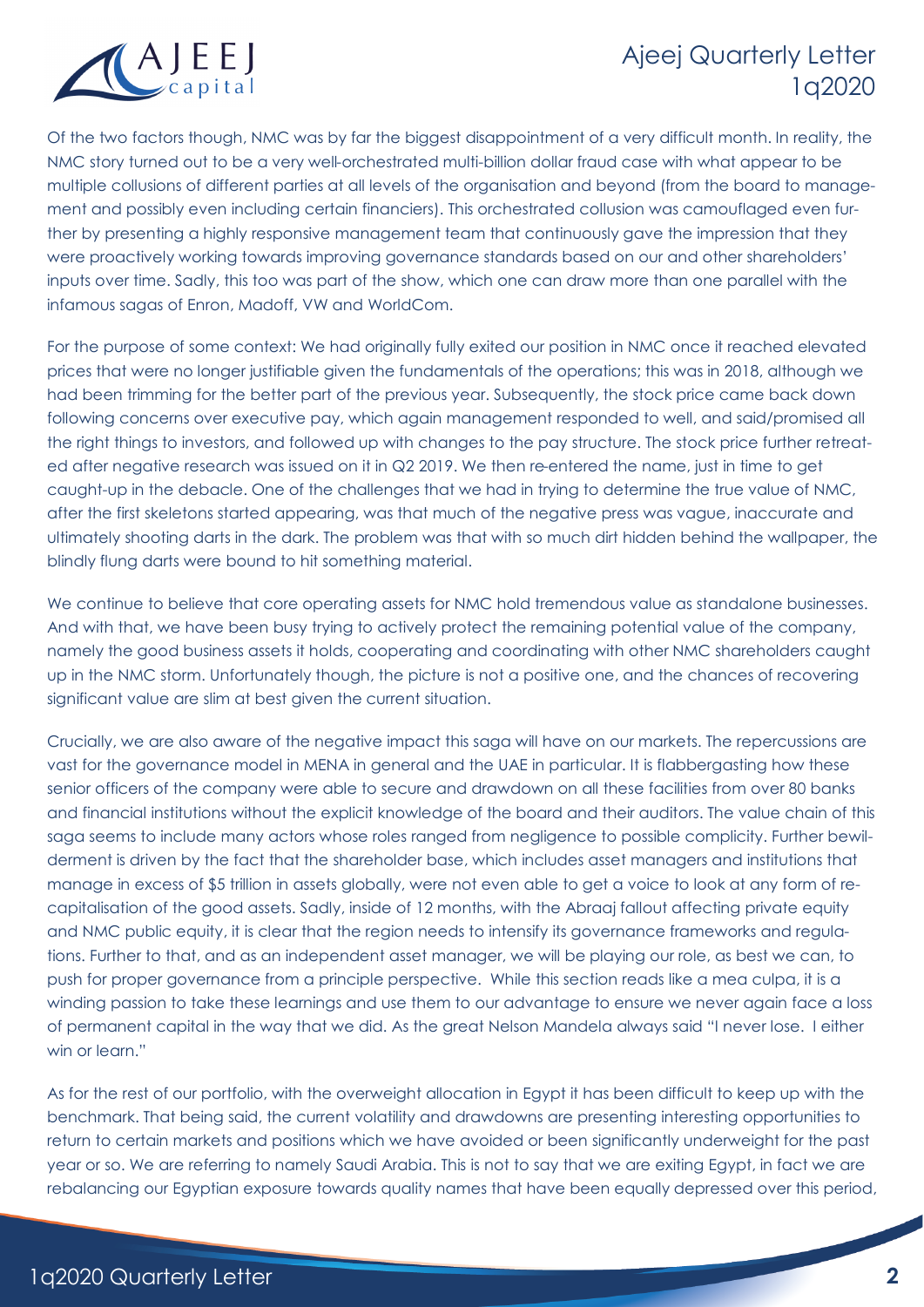Of the two factors though, NMC was by far the biggest disappointment of a very difficult month. In reality, the NMC story turned out to be a very well-orchestrated multi-billion dollar fraud case with what appear to be multiple collusions of different parties at all levels of the organisation and beyond (from the board to management and possibly even including certain financiers). This orchestrated collusion was camouflaged even further by presenting a highly responsive management team that continuously gave the impression that they were proactively working towards improving governance standards based on our and other shareholders' inputs over time. Sadly, this too was part of the show, which one can draw more than one parallel with the infamous sagas of Enron, Madoff, VW and WorldCom.

For the purpose of some context: We had originally fully exited our position in NMC once it reached elevated prices that were no longer justifiable given the fundamentals of the operations; this was in 2018, although we had been trimming for the better part of the previous year. Subsequently, the stock price came back down following concerns over executive pay, which again management responded to well, and said/promised all the right things to investors, and followed up with changes to the pay structure. The stock price further retreated after negative research was issued on it in Q2 2019. We then re-entered the name, just in time to get caught-up in the debacle. One of the challenges that we had in trying to determine the true value of NMC, after the first skeletons started appearing, was that much of the negative press was vague, inaccurate and ultimately shooting darts in the dark. The problem was that with so much dirt hidden behind the wallpaper, the blindly flung darts were bound to hit something material.

We continue to believe that core operating assets for NMC hold tremendous value as standalone businesses. And with that, we have been busy trying to actively protect the remaining potential value of the company, namely the good business assets it holds, cooperating and coordinating with other NMC shareholders caught up in the NMC storm. Unfortunately though, the picture is not a positive one, and the chances of recovering significant value are slim at best given the current situation.

Crucially, we are also aware of the negative impact this saga will have on our markets. The repercussions are vast for the governance model in MENA in general and the UAE in particular. It is flabbergasting how these senior officers of the company were able to secure and drawdown on all these facilities from over 80 banks and financial institutions without the explicit knowledge of the board and their auditors. The value chain of this saga seems to include many actors whose roles ranged from negligence to possible complicity. Further bewilderment is driven by the fact that the shareholder base, which includes asset managers and institutions that manage in excess of $5 trillion in assets globally, were not even able to get a voice to look at any form of re-capitalisation of the good assets. Sadly, inside of 12 months, with the Abraaj fallout affecting private equity and NMC public equity, it is clear that the region needs to intensify its governance frameworks and regulations. Further to that, and as an independent asset manager, we will be playing our role, as best we can, to push for proper governance from a principle perspective. While this section reads like a mea culpa, it is a winding passion to take these learnings and use them to our advantage to ensure we never again face a loss of permanent capital in the way that we did. As the great Nelson Mandela always said "I never lose. I either win or learn."

As for the rest of our portfolio, with the overweight allocation in Egypt it has been difficult to keep up with the benchmark. That being said, the current volatility and drawdowns are presenting interesting opportunities to return to certain markets and positions which we have avoided or been significantly underweight for the past year or so. We are referring to namely Saudi Arabia. This is not to say that we are exiting Egypt, in fact we are rebalancing our Egyptian exposure towards quality names that have been equally depressed over this period,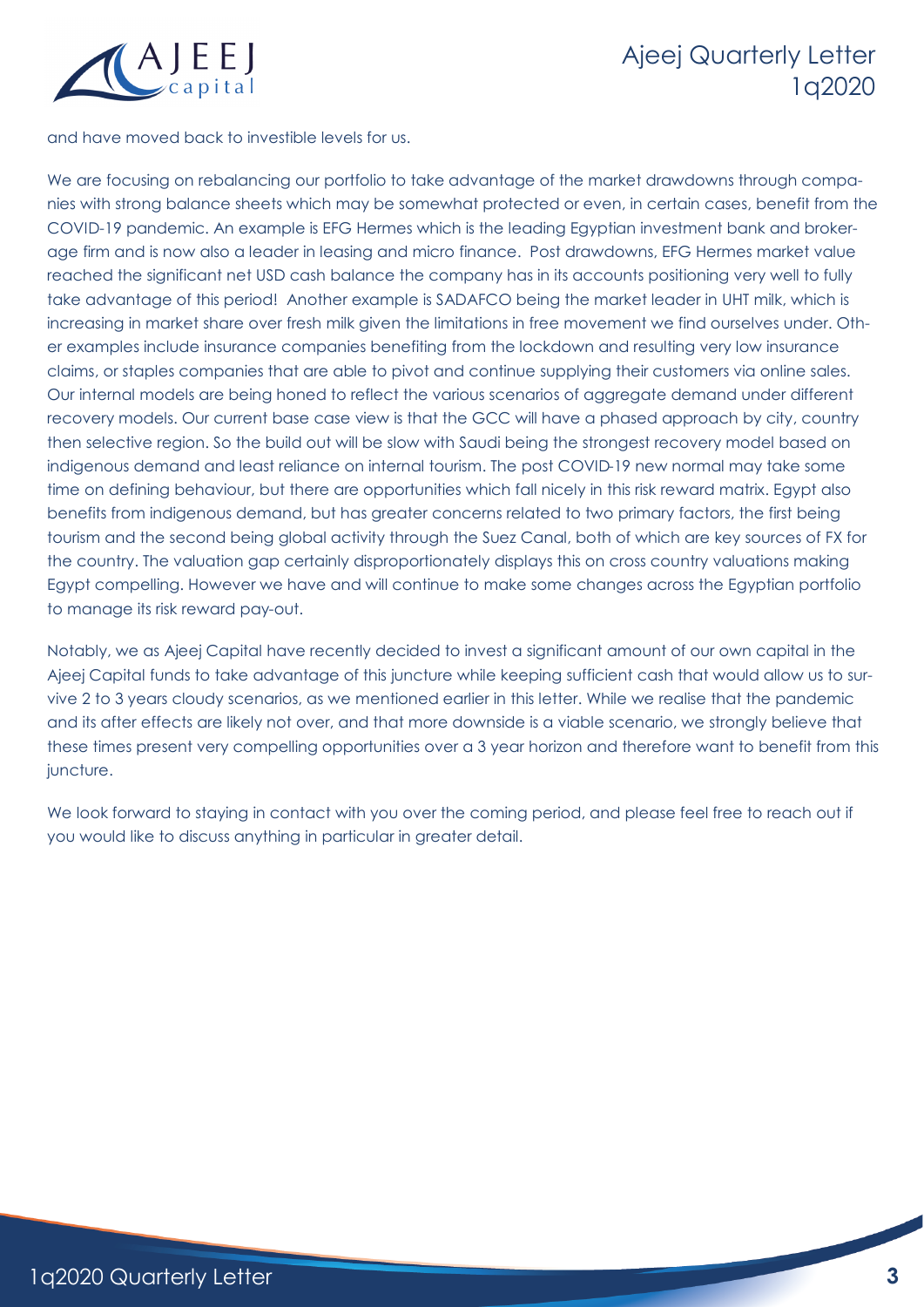and have moved back to investible levels for us.

We are focusing on rebalancing our portfolio to take advantage of the market drawdowns through companies with strong balance sheets which may be somewhat protected or even, in certain cases, benefit from the COVID-19 pandemic. An example is EFG Hermes which is the leading Egyptian investment bank and brokerage firm and is now also a leader in leasing and micro finance. Post drawdowns, EFG Hermes market value reached the significant net USD cash balance the company has in its accounts positioning very well to fully take advantage of this period! Another example is SADAFCO being the market leader in UHT milk, which is increasing in market share over fresh milk given the limitations in free movement we find ourselves under. Other examples include insurance companies benefiting from the lockdown and resulting very low insurance claims, or staples companies that are able to pivot and continue supplying their customers via online sales. Our internal models are being honed to reflect the various scenarios of aggregate demand under different recovery models. Our current base case view is that the GCC will have a phased approach by city, country then selective region. So the build out will be slow with Saudi being the strongest recovery model based on indigenous demand and least reliance on internal tourism. The post COVID-19 new normal may take some time on defining behaviour, but there are opportunities which fall nicely in this risk reward matrix. Egypt also benefits from indigenous demand, but has greater concerns related to two primary factors, the first being tourism and the second being global activity through the Suez Canal, both of which are key sources of FX for the country. The valuation gap certainly disproportionately displays this on cross country valuations making Egypt compelling. However we have and will continue to make some changes across the Egyptian portfolio to manage its risk reward pay-out.

Notably, we as Ajeej Capital have recently decided to invest a significant amount of our own capital in the Ajeej Capital funds to take advantage of this juncture while keeping sufficient cash that would allow us to survive 2 to 3 years cloudy scenarios, as we mentioned earlier in this letter. While we realise that the pandemic and its after effects are likely not over, and that more downside is a viable scenario, we strongly believe that these times present very compelling opportunities over a 3 year horizon and therefore want to benefit from this juncture.

We look forward to staying in contact with you over the coming period, and please feel free to reach out if you would like to discuss anything in particular in greater detail.